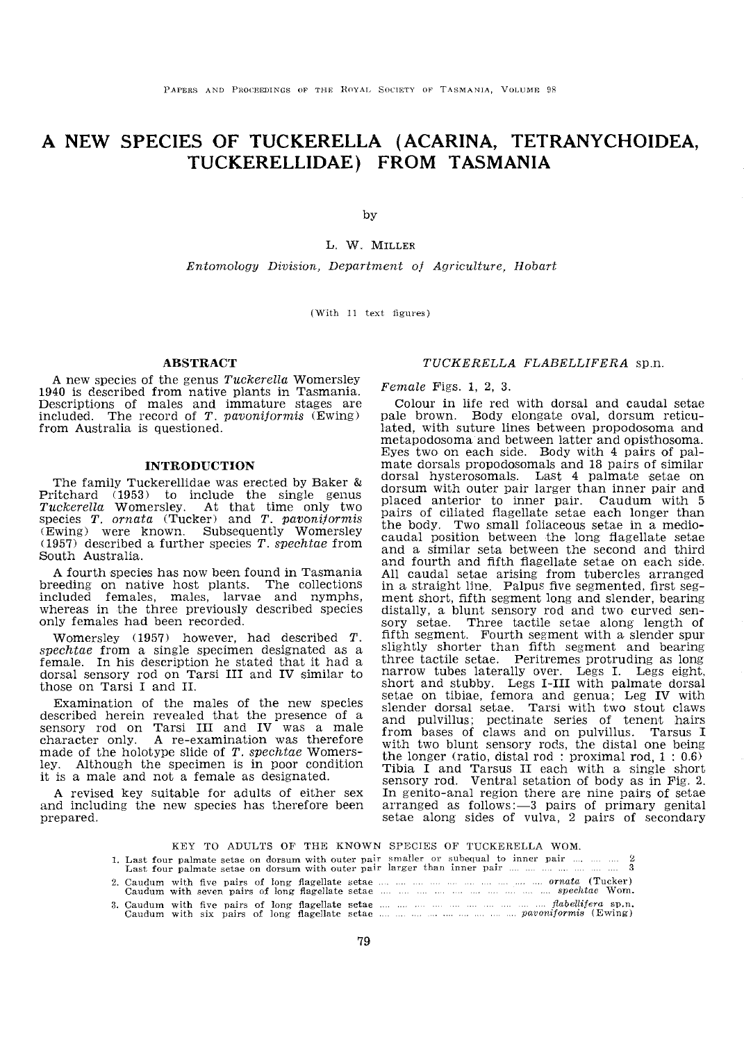# A NEW SPECIES OF TUCKERELLA (ACARINA, TETRANYCHOIDEA, TUCKERELLIDAE) FROM TASMANIA

by

L. W. MILLER

*Entomology Division, Department of Agriculture, Hobart*

(With 11 text figures)

## ABSTRACT

A new species of the genus *Tuckerella* Womersley 1940 is described from native plants in Tasmania. Descriptions of males and immature stages are included. The record of *T. pavoniformis* (Ewing) from Australia is questioned.

## INTRODUCTION

The family Tuckerellidae was erected by Baker & Pritchard (1953) to include the single genus *Tuckerella* Womersley. At that time only two species *T. ornata* (Tucker) and *T. pavoniformis* (Ewing) were known. Subsequently Womersley (1957) described a further species *T. spechtae* from South Australia.

A fourth species has now been found in Tasmania breeding on native host plants. The collections included females, males, larvae and nymphs, whereas in the three previously described species only females had been recorded.

Womersley (1957) however, had described *T. spechtae* from a single specimen designated as a female. In his description he stated that it had a dorsal sensory rod on Tarsi III and IV similar to those on Tarsi I and II.

Examination of the males of the new species described herein revealed that the presence of a sensory rod on Tarsi III and IV was a male character only. A re-examination was therefore made of the holotype slide of *T. spechtae* Womersley. Although the specimen is in poor condition it is a male and not a female as designated.

A revised key suitable for adults of either sex and including the new species has therefore been prepared.

## *TUCKERELLA FLABELLIFERA* sp.n.

*Female* Figs. 1, 2, 3.

Colour in life red with dorsal and caudal setae pale brown. Body elongate oval, dorsum reticulated, with suture lines between propodosoma and metapodosoma and between latter and opisthosoma. Eyes two on each side. Body with 4 pairs of palmate dorsals propodosomals and 18 pairs of similar dorsal hysterosomals. Last 4 palmate setae on dorsum with outer pair larger than inner pair and placed anterior to inner pair. Caudum with 5 pairs of ciliated flagellate setae each longer than the body. Two small foliaceous setae in a mediocaudal position between the long flagellate setae and a similar seta between the second and third and fourth and fifth flagellate setae on each side. All caudal setae arising from tubercles arranged in a straight line. Palpus five segmented, first segment short, fifth segment long and slender, bearing distally, a blunt sensory rod and two curved sensory setae. Three tactile setae along length of fifth segment. Fourth segment with a slender spur slightly shorter than fifth segment and bearing three tactile setae. Peritremes protruding as long narrow tubes laterally over. Legs I. Legs eight, short and stubby. Legs I-III with palmate dorsal setae on tibiae, femora and genua; Leg IV with slender dorsal setae. Tarsi with two stout claws and pulvillus; pectinate series of tenent hairs from bases of claws and on pulvillus. Tarsus I with two blunt sensory rods, the distal one being the longer (ratio, distal rod : proximal rod, 1 : 0.6) Tibia I and Tarsus II each with a single short sensory rod. Ventral setation of body as in Fig. 2. In genito-anal region there are nine pairs of setae arranged as follows:—3 pairs of primary genital setae along sides of vulva, 2 pairs of secondary

KEY TO ADULTS OF THE KNOWN SPECIES OF TUCKERELLA WOM.

1. Last four palmate setae on dorsum with outer pair smaller or subequal to inner pair .... .... .... 2
   Last four palmate setae on dorsum with outer pair larger than inner pair .... .... .... .... .... .... 3
2. Caudum with five pairs of long flagellate setae .... .... .... .... .... .... .... .... .... *ornata* (Tucker)
   Caudum with seven pairs of long flagellate setae .... .... .... .... .... .... .... .... .... *spechtae* Wom.
3. Caudum with five pairs of long flagellate setae .... .... .... .... .... .... .... .... .... *flabellifera* sp.n.
   Caudum with six pairs of long flagellate setae .... .... .... .... .... .... .... .... *pavoniformis* (Ewing)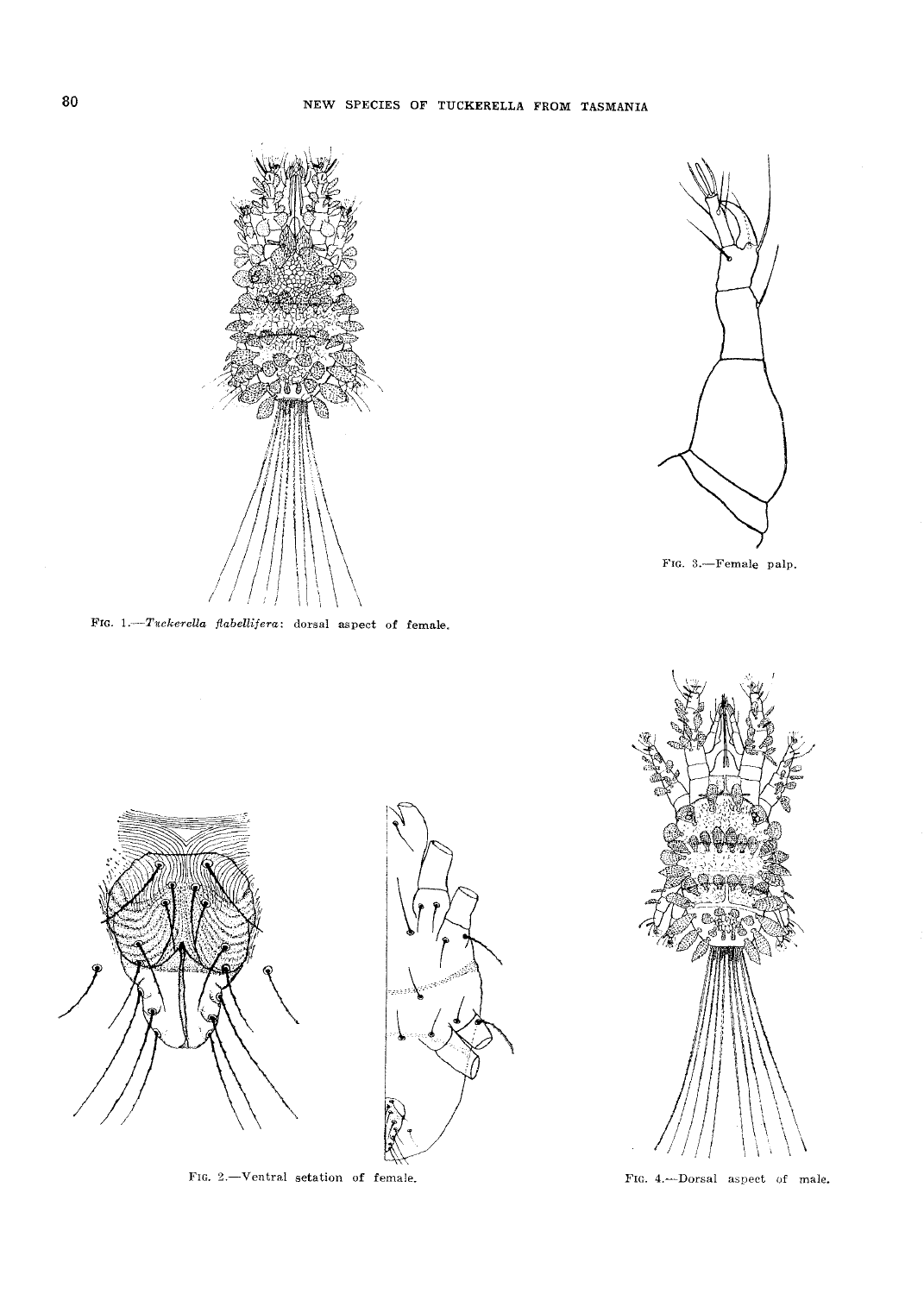FIG. 1.—*Tuckerella flabellifera*: dorsal aspect of female.

FIG. 3.—Female palp.

FIG. 2.—Ventral setation of female.

FIG. 4.—Dorsal aspect of male.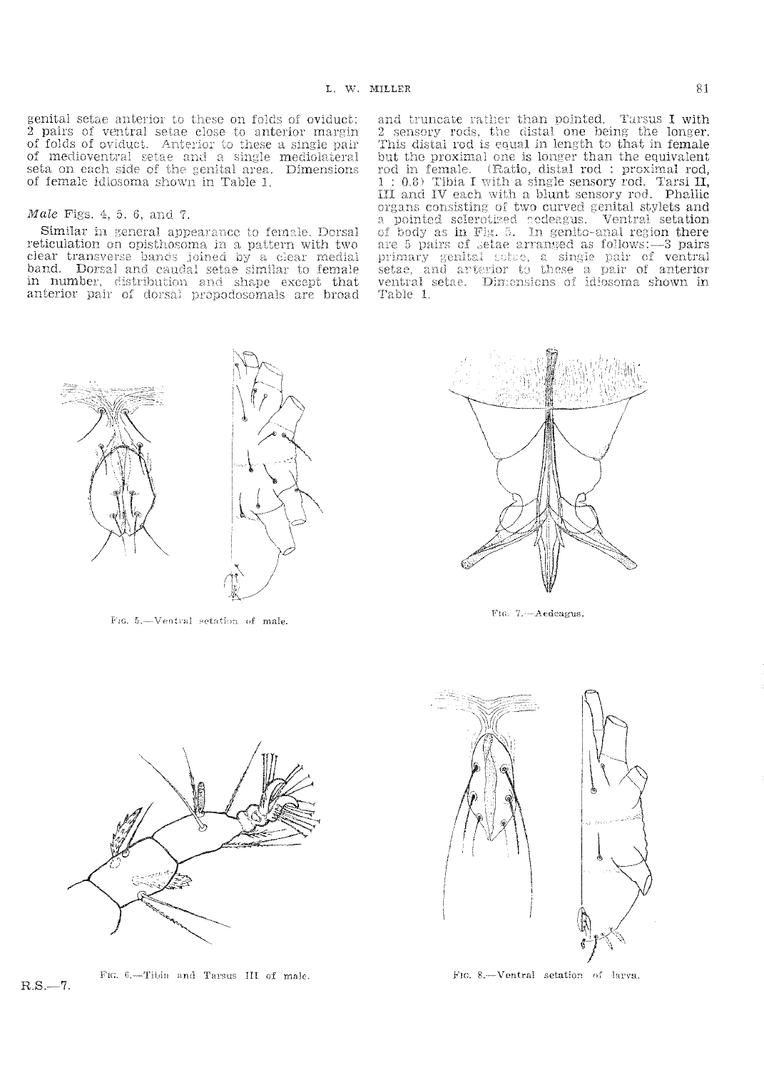genital setae anterior to these on folds of oviduct; 2 pairs of ventral setae close to anterior margin of folds of oviduct. Anterior to these a single pair of medioventral setae and a single mediolateral seta on each side of the genital area. Dimensions of female idiosoma shown in Table 1.

*Male* Figs. 4, 5, 6, and 7.

Similar in general appearance to female. Dorsal reticulation on opisthosoma in a pattern with two clear transverse bands joined by a clear medial band. Dorsal and caudal setae similar to female in number, distribution and shape except that anterior pair of dorsal propodosomals are broad and truncate rather than pointed. Tarsus I with 2 sensory rods, the distal one being the longer. This distal rod is equal in length to that in female but the proximal one is longer than the equivalent rod in female. (Ratio, distal rod : proximal rod, 1 : 0.8) Tibia I with a single sensory rod. Tarsi II, III and IV each with a blunt sensory rod. Phallic organs consisting of two curved genital stylets and a pointed sclerotized aedeagus. Ventral setation of body as in Fig. 5. In genito-anal region there are 5 pairs of setae arranged as follows:—3 pairs primary genital setae, a single pair of ventral setae, and anterior to these a pair of anterior ventral setae. Dimensions of idiosoma shown in Table 1.

FIG. 5.—Ventral setation of male.

FIG. 7.—Aedeagus.

FIG. 6.—Tibia and Tarsus III of male.

FIG. 8.—Ventral setation of larva.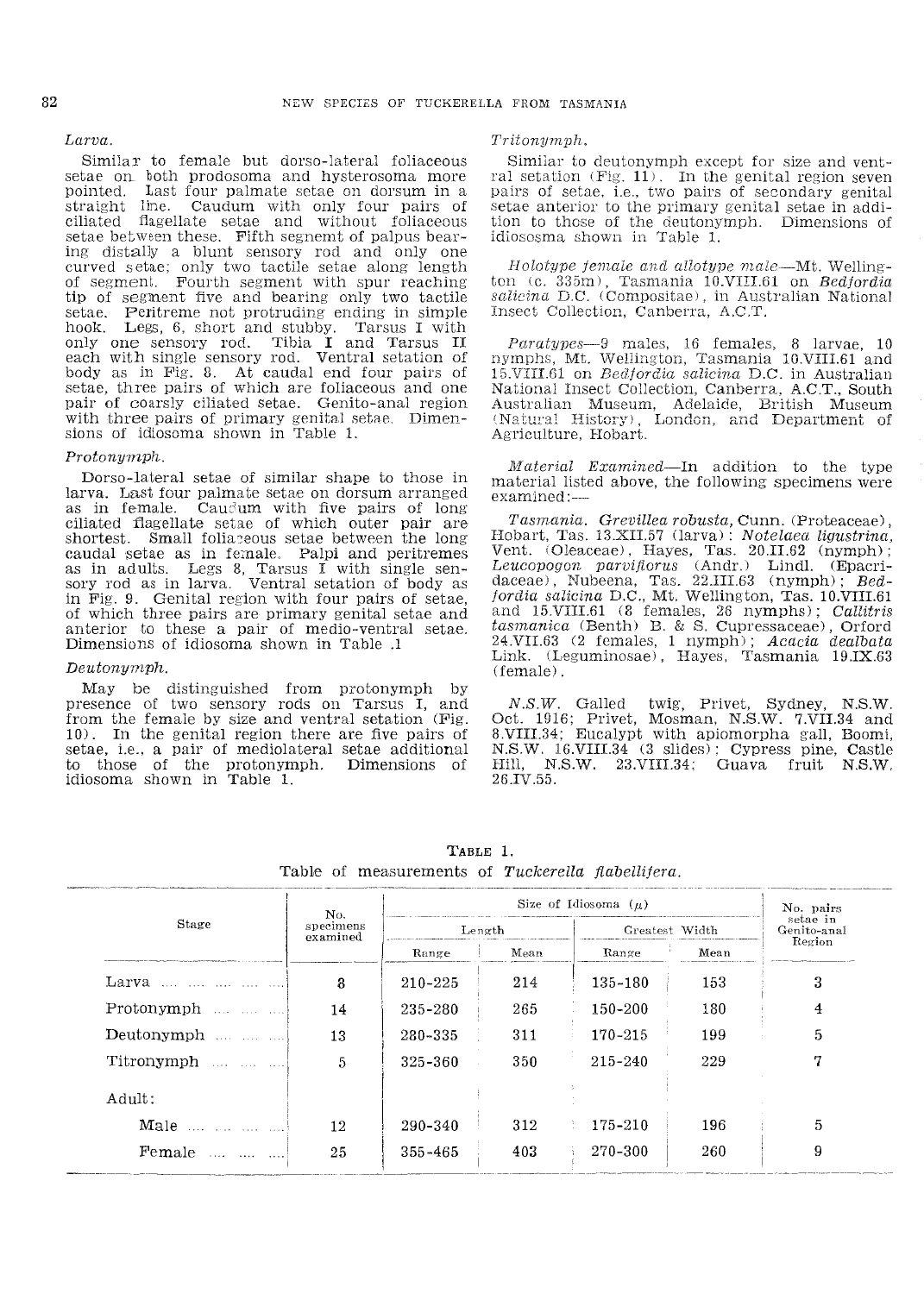*Larva.*

Similar to female but dorso-lateral foliaceous setae on both prodosoma and hysterosoma more pointed. Last four palmate setae on dorsum in a straight line. Caudum with only four pairs of ciliated flagellate setae and without foliaceous setae between these. Fifth segemt of palpus bearing distally a blunt sensory rod and only one curved setae; only two tactile setae along length of segment. Fourth segment with spur reaching tip of segment five and bearing only two tactile setae. Peritreme not protruding ending in simple hook. Legs, 6, short and stubby. Tarsus I with only one sensory rod. Tibia I and Tarsus II each with single sensory rod. Ventral setation of body as in Fig. 8. At caudal end four pairs of setae, three pairs of which are foliaceous and one pair of coarsly ciliated setae. Genito-anal region with three pairs of primary genital setae. Dimensions of idiosoma shown in Table 1.

*Protonymph.*

Dorso-lateral setae of similar shape to those in larva. Last four palmate setae on dorsum arranged as in female. Caudum with five pairs of long ciliated flagellate setae of which outer pair are shortest. Small foliaceous setae between the long caudal setae as in female. Palpi and peritremes as in adults. Legs 8, Tarsus I with single sensory rod as in larva. Ventral setation of body as in Fig. 9. Genital region with four pairs of setae, of which three pairs are primary genital setae and anterior to these a pair of medio-ventral setae. Dimensions of idiosoma shown in Table .1

*Deutonymph.*

May be distinguished from protonymph by presence of two sensory rods on Tarsus I, and from the female by size and ventral setation (Fig. 10). In the genital region there are five pairs of setae, i.e., a pair of mediolateral setae additional to those of the protonymph. Dimensions of idiosoma shown in Table 1.

*Tritonymph.*

Similar to deutonymph except for size and ventral setation (Fig. 11). In the genital region seven pairs of setae, i.e., two pairs of secondary genital setae anterior to the primary genital setae in addition to those of the deutonymph. Dimensions of idiososma shown in Table 1.

*Holotype female and allotype male*—Mt. Wellington (c. 335m), Tasmania 10.VIII.61 on *Bedfordia salicina* D.C. (Compositae), in Australian National Insect Collection, Canberra, A.C.T.

*Paratypes*—9 males, 16 females, 8 larvae, 10 nymphs, Mt. Wellington, Tasmania 10.VIII.61 and 15.VIII.61 on *Bedfordia salicina* D.C. in Australian National Insect Collection, Canberra, A.C.T., South Australian Museum, Adelaide, British Museum (Natural History), London, and Department of Agriculture, Hobart.

*Material Examined*—In addition to the type material listed above, the following specimens were examined:—

*Tasmania. Grevillea robusta,* Cunn. (Proteaceae), Hobart, Tas. 13.XII.57 (larva); *Notelaea ligustrina,* Vent. (Oleaceae), Hayes, Tas. 20.II.62 (nymph); *Leucopogon parviflorus* (Andr.) Lindl. (Epacridaceae), Nubeena, Tas. 22.III.63 (nymph); *Bedfordia salicina* D.C., Mt. Wellington, Tas. 10.VIII.61 and 15.VIII.61 (8 females, 26 nymphs); *Callitris tasmanica* (Benth) B. & S. Cupressaceae), Orford 24.VII.63 (2 females, 1 nymph); *Acacia dealbata* Link. (Leguminosae), Hayes, Tasmania 19.IX.63 (female).

*N.S.W.* Galled twig, Privet, Sydney, N.S.W. Oct. 1916; Privet, Mosman, N.S.W. 7.VII.34 and 8.VIII.34; Eucalypt with apiomorpha gall, Boomi, N.S.W. 16.VIII.34 (3 slides); Cypress pine, Castle Hill, N.S.W. 23.VIII.34; Guava fruit N.S.W. 26.IV.55.

**TABLE 1.**

Table of measurements of *Tuckerella flabellifera.*

| Stage | No. specimens examined | Size of Idiosoma ($\mu$) | | | | No. pairs setae in Genito-anal Region |
|---|---|---|---|---|---|---|
| | | Length | | Greatest Width | | |
| | | Range | Mean | Range | Mean | |
| Larva | 8 | 210-225 | 214 | 135-180 | 153 | 3 |
| Protonymph | 14 | 235-280 | 265 | 150-200 | 180 | 4 |
| Deutonymph | 13 | 280-335 | 311 | 170-215 | 199 | 5 |
| Titronymph | 5 | 325-360 | 350 | 215-240 | 229 | 7 |
| Adult: | | | | | | |
| Male | 12 | 290-340 | 312 | 175-210 | 196 | 5 |
| Female | 25 | 355-465 | 403 | 270-300 | 260 | 9 |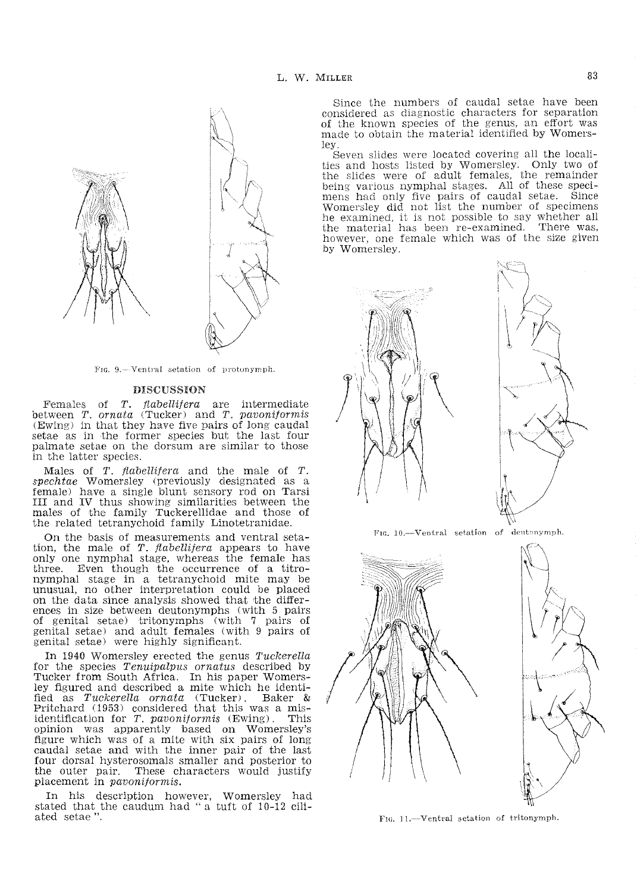Fig. 9.—Ventral setation of protonymph.

## DISCUSSION

Females of *T. flabellifera* are intermediate between *T. ornata* (Tucker) and *T. pavoniformis* (Ewing) in that they have five pairs of long caudal setae as in the former species but the last four palmate setae on the dorsum are similar to those in the latter species.

Males of *T. flabellifera* and the male of *T. spechtae* Womersley (previously designated as a female) have a single blunt sensory rod on Tarsi III and IV thus showing similarities between the males of the family Tuckerellidae and those of the related tetranychoid family Linotetranidae.

On the basis of measurements and ventral setation, the male of *T. flabellifera* appears to have only one nymphal stage, whereas the female has three. Even though the occurrence of a titronymphal stage in a tetranychoid mite may be unusual, no other interpretation could be placed on the data since analysis showed that the differences in size between deutonymphs (with 5 pairs of genital setae) tritonymphs (with 7 pairs of genital setae) and adult females (with 9 pairs of genital setae) were highly significant.

In 1940 Womersley erected the genus *Tuckerella* for the species *Tenuipalpus ornatus* described by Tucker from South Africa. In his paper Womersley figured and described a mite which he identified as *Tuckerella ornata* (Tucker). Baker & Pritchard (1953) considered that this was a misidentification for *T. pavoniformis* (Ewing). This opinion was apparently based on Womersley's figure which was of a mite with six pairs of long caudal setae and with the inner pair of the last four dorsal hysterosomals smaller and posterior to the outer pair. These characters would justify placement in *pavoniformis*.

In his description however, Womersley had stated that the caudum had "a tuft of 10-12 ciliated setae".

Since the numbers of caudal setae have been considered as diagnostic characters for separation of the known species of the genus, an effort was made to obtain the material identified by Womersley.

Seven slides were located covering all the localities and hosts listed by Womersley. Only two of the slides were of adult females, the remainder being various nymphal stages. All of these specimens had only five pairs of caudal setae. Since Womersley did not list the number of specimens he examined, it is not possible to say whether all the material has been re-examined. There was, however, one female which was of the size given by Womersley.

Fig. 10.—Ventral setation of deutonymph.

Fig. 11.—Ventral setation of tritonymph.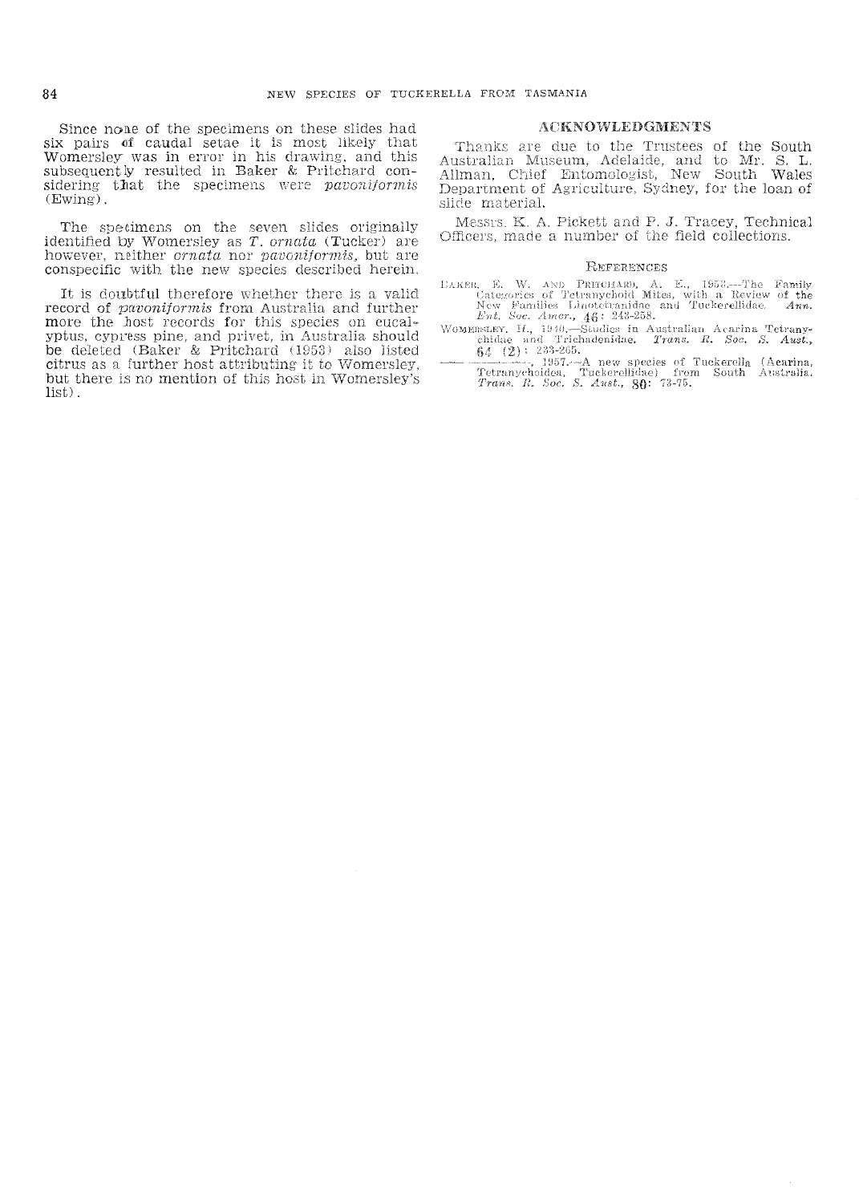Since none of the specimens on these slides had six pairs of caudal setae it is most likely that Womersley was in error in his drawing, and this subsequently resulted in Baker & Pritchard considering that the specimens were *pavoniformis* (Ewing).

The specimens on the seven slides originally identified by Womersley as *T. ornata* (Tucker) are however, neither *ornata* nor *pavoniformis*, but are conspecific with the new species described herein.

It is doubtful therefore whether there is a valid record of *pavoniformis* from Australia and further more the host records for this species on eucalyptus, cypress pine, and privet, in Australia should be deleted (Baker & Pritchard (1953) also listed citrus as a further host attributing it to Womersley, but there is no mention of this host in Womersley's list).

## ACKNOWLEDGMENTS

Thanks are due to the Trustees of the South Australian Museum, Adelaide, and to Mr. S. L. Allman, Chief Entomologist, New South Wales Department of Agriculture, Sydney, for the loan of slide material.

Messrs. K. A. Pickett and P. J. Tracey, Technical Officers, made a number of the field collections.

## REFERENCES

BAKER, E. W. AND PRITCHARD, A. E., 1953.—The Family Categories of Tetranychoid Mites, with a Review of the New Families Linotetranidae and Tuckerellidae. *Ann. Ent. Soc. Amer.*, **46**: 243-258.

WOMERSLEY, H., 1940.—Studies in Australian Acarina Tetranychidae and Trichadenidae. *Trans. R. Soc. S. Aust.*, **64** (2): 233-265.

———, 1957.—A new species of Tuckerella (Acarina, Tetranychoidea, Tuckerellidae) from South Australia. *Trans. R. Soc. S. Aust.*, **80**: 73-75.